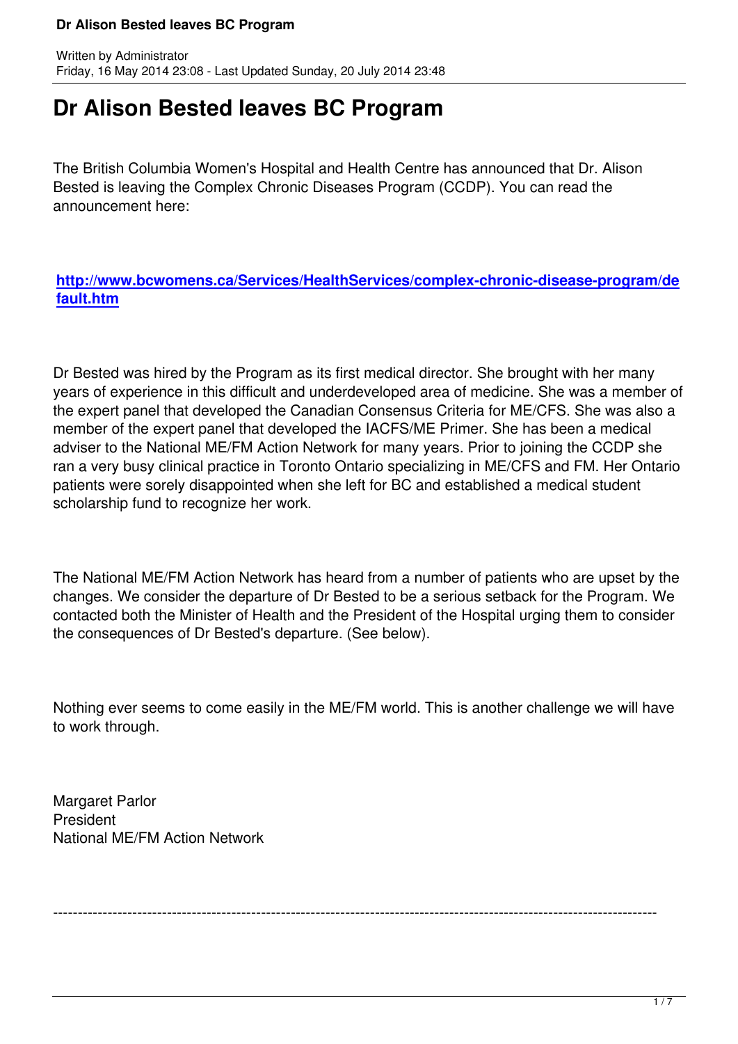# Dr Alison Bested leaves BC Program

The British Columbia Women's Hospital and Health Centre has announced that Dr. Alison Bested is leaving the Complex Chronic Diseases Program (CCDP). You can read the announcement here:

**http://www.bcwomens.ca/Services/HealthServices/complex-chronic-disease-program/default.htm**

Dr Bested was hired by the Program as its first medical director. She brought with her many years of experience in this difficult and underdeveloped area of medicine. She was a member of the expert panel that developed the Canadian Consensus Criteria for ME/CFS. She was also a member of the expert panel that developed the IACFS/ME Primer. She has been a medical adviser to the National ME/FM Action Network for many years. Prior to joining the CCDP she ran a very busy clinical practice in Toronto Ontario specializing in ME/CFS and FM. Her Ontario patients were sorely disappointed when she left for BC and established a medical student scholarship fund to recognize her work.

The National ME/FM Action Network has heard from a number of patients who are upset by the changes. We consider the departure of Dr Bested to be a serious setback for the Program. We contacted both the Minister of Health and the President of the Hospital urging them to consider the consequences of Dr Bested's departure. (See below).

Nothing ever seems to come easily in the ME/FM world. This is another challenge we will have to work through.

Margaret Parlor
President
National ME/FM Action Network

---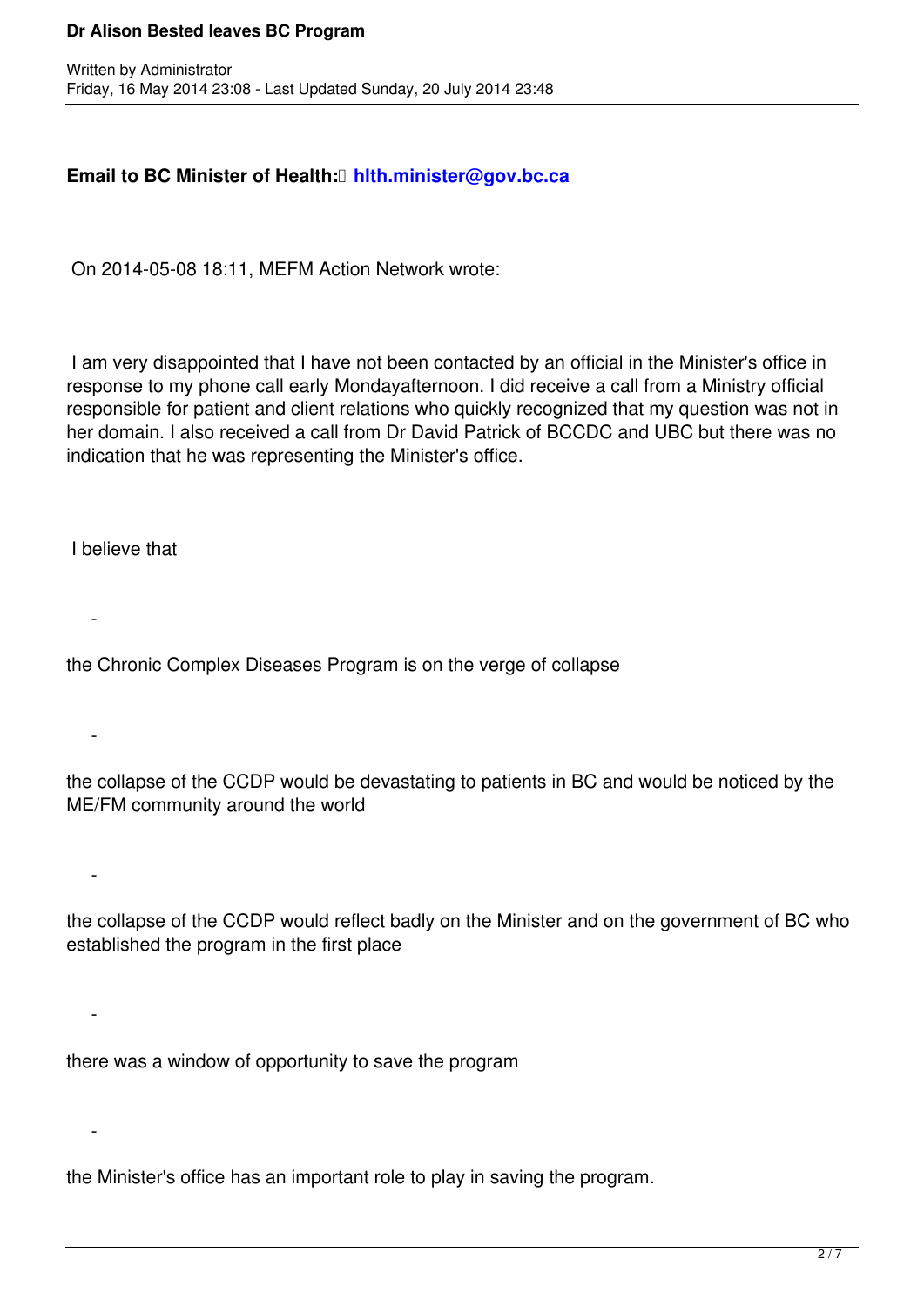**Email to BC Minister of Health: [hlth.minister@gov.bc.ca](mailto:hlth.minister@gov.bc.ca)**

On 2014-05-08 18:11, MEFM Action Network wrote:

I am very disappointed that I have not been contacted by an official in the Minister's office in response to my phone call early Mondayafternoon. I did receive a call from a Ministry official responsible for patient and client relations who quickly recognized that my question was not in her domain. I also received a call from Dr David Patrick of BCCDC and UBC but there was no indication that he was representing the Minister's office.

I believe that

- the Chronic Complex Diseases Program is on the verge of collapse
- the collapse of the CCDP would be devastating to patients in BC and would be noticed by the ME/FM community around the world
- the collapse of the CCDP would reflect badly on the Minister and on the government of BC who established the program in the first place
- there was a window of opportunity to save the program
- the Minister's office has an important role to play in saving the program.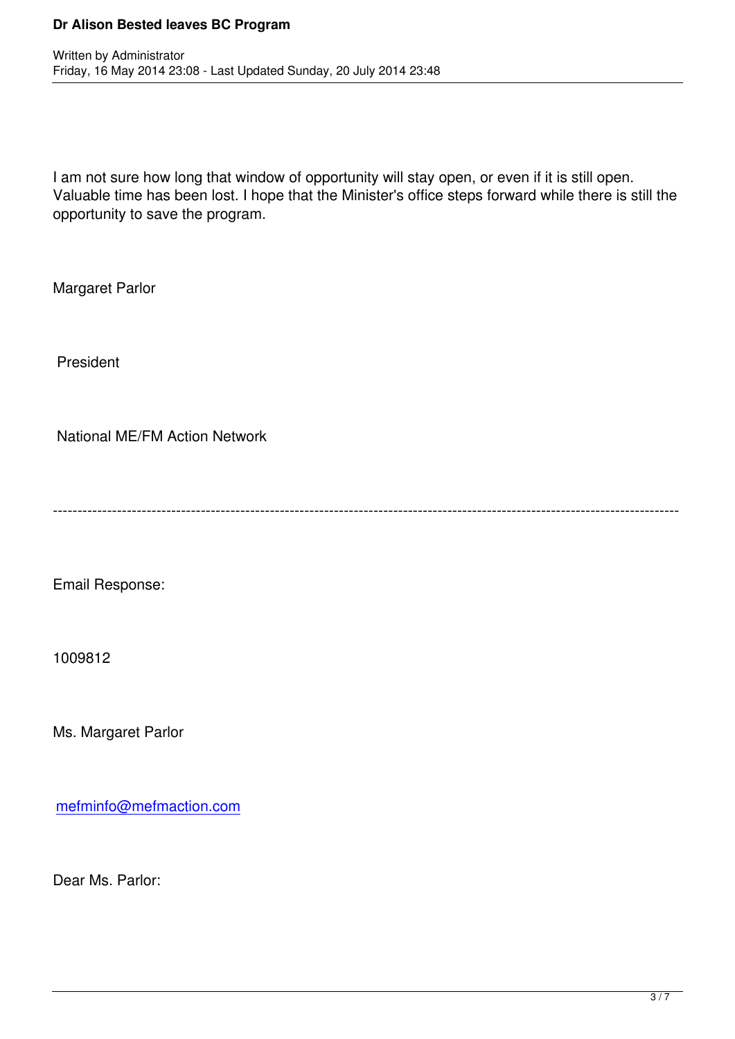I am not sure how long that window of opportunity will stay open, or even if it is still open. Valuable time has been lost. I hope that the Minister's office steps forward while there is still the opportunity to save the program.

Margaret Parlor

President

National ME/FM Action Network

---

Email Response:

1009812

Ms. Margaret Parlor

mefminfo@mefmaction.com

Dear Ms. Parlor: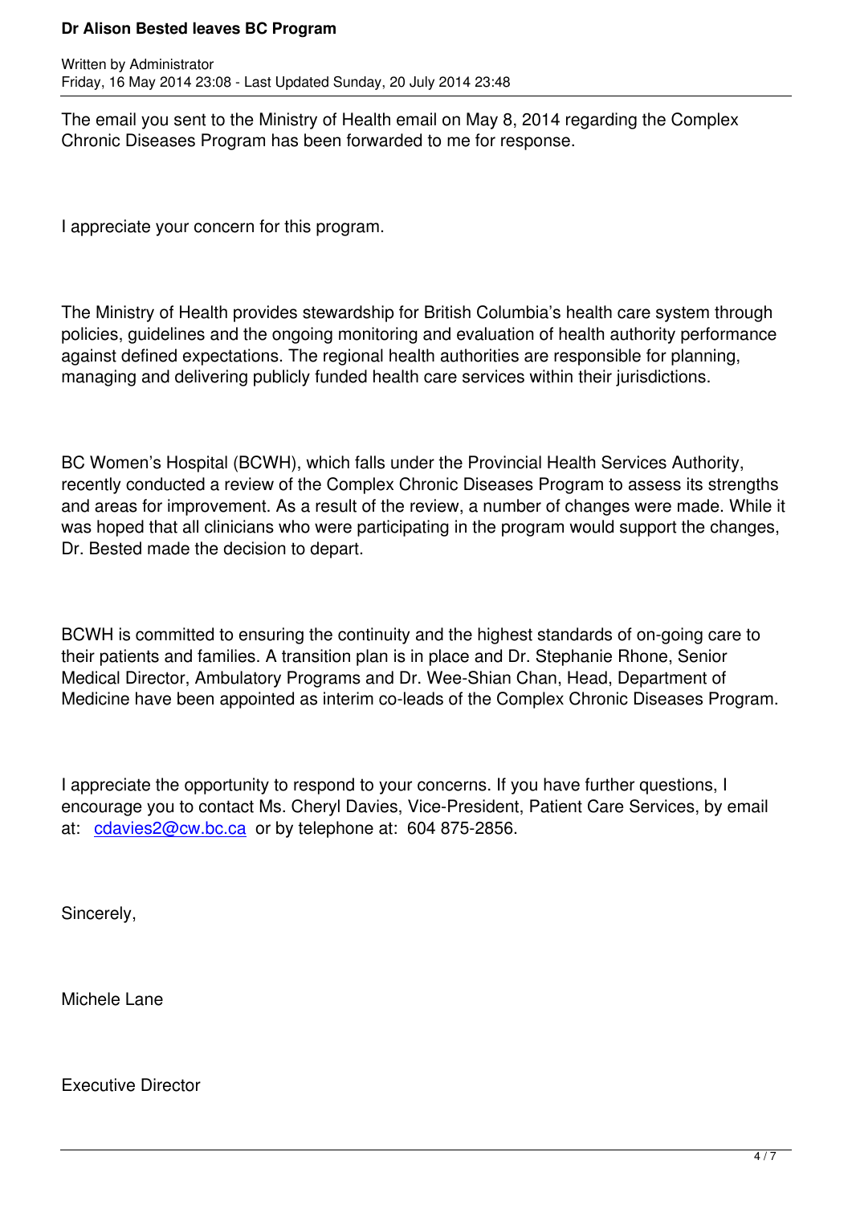The email you sent to the Ministry of Health email on May 8, 2014 regarding the Complex Chronic Diseases Program has been forwarded to me for response.

I appreciate your concern for this program.

The Ministry of Health provides stewardship for British Columbia's health care system through policies, guidelines and the ongoing monitoring and evaluation of health authority performance against defined expectations. The regional health authorities are responsible for planning, managing and delivering publicly funded health care services within their jurisdictions.

BC Women's Hospital (BCWH), which falls under the Provincial Health Services Authority, recently conducted a review of the Complex Chronic Diseases Program to assess its strengths and areas for improvement. As a result of the review, a number of changes were made. While it was hoped that all clinicians who were participating in the program would support the changes, Dr. Bested made the decision to depart.

BCWH is committed to ensuring the continuity and the highest standards of on-going care to their patients and families. A transition plan is in place and Dr. Stephanie Rhone, Senior Medical Director, Ambulatory Programs and Dr. Wee-Shian Chan, Head, Department of Medicine have been appointed as interim co-leads of the Complex Chronic Diseases Program.

I appreciate the opportunity to respond to your concerns. If you have further questions, I encourage you to contact Ms. Cheryl Davies, Vice-President, Patient Care Services, by email at: [cdavies2@cw.bc.ca](mailto:cdavies2@cw.bc.ca) or by telephone at: 604 875-2856.

Sincerely,

Michele Lane

Executive Director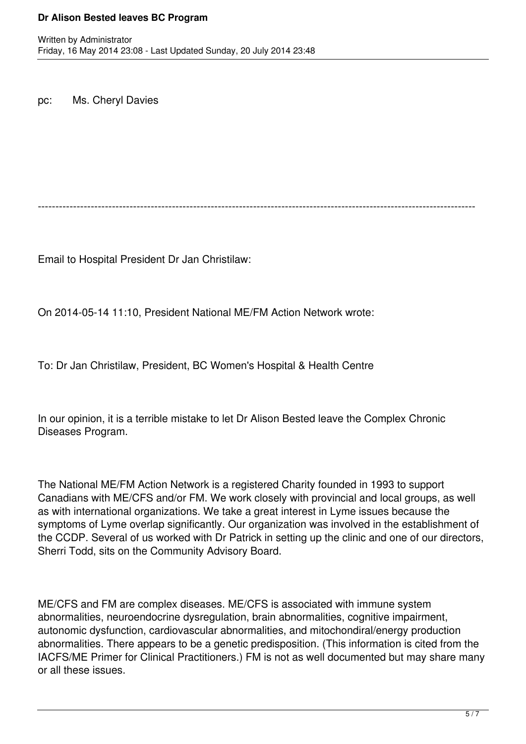pc: Ms. Cheryl Davies

---

Email to Hospital President Dr Jan Christilaw:

On 2014-05-14 11:10, President National ME/FM Action Network wrote:

To: Dr Jan Christilaw, President, BC Women's Hospital & Health Centre

In our opinion, it is a terrible mistake to let Dr Alison Bested leave the Complex Chronic Diseases Program.

The National ME/FM Action Network is a registered Charity founded in 1993 to support Canadians with ME/CFS and/or FM. We work closely with provincial and local groups, as well as with international organizations. We take a great interest in Lyme issues because the symptoms of Lyme overlap significantly. Our organization was involved in the establishment of the CCDP. Several of us worked with Dr Patrick in setting up the clinic and one of our directors, Sherri Todd, sits on the Community Advisory Board.

ME/CFS and FM are complex diseases. ME/CFS is associated with immune system abnormalities, neuroendocrine dysregulation, brain abnormalities, cognitive impairment, autonomic dysfunction, cardiovascular abnormalities, and mitochondiral/energy production abnormalities. There appears to be a genetic predisposition. (This information is cited from the IACFS/ME Primer for Clinical Practitioners.) FM is not as well documented but may share many or all these issues.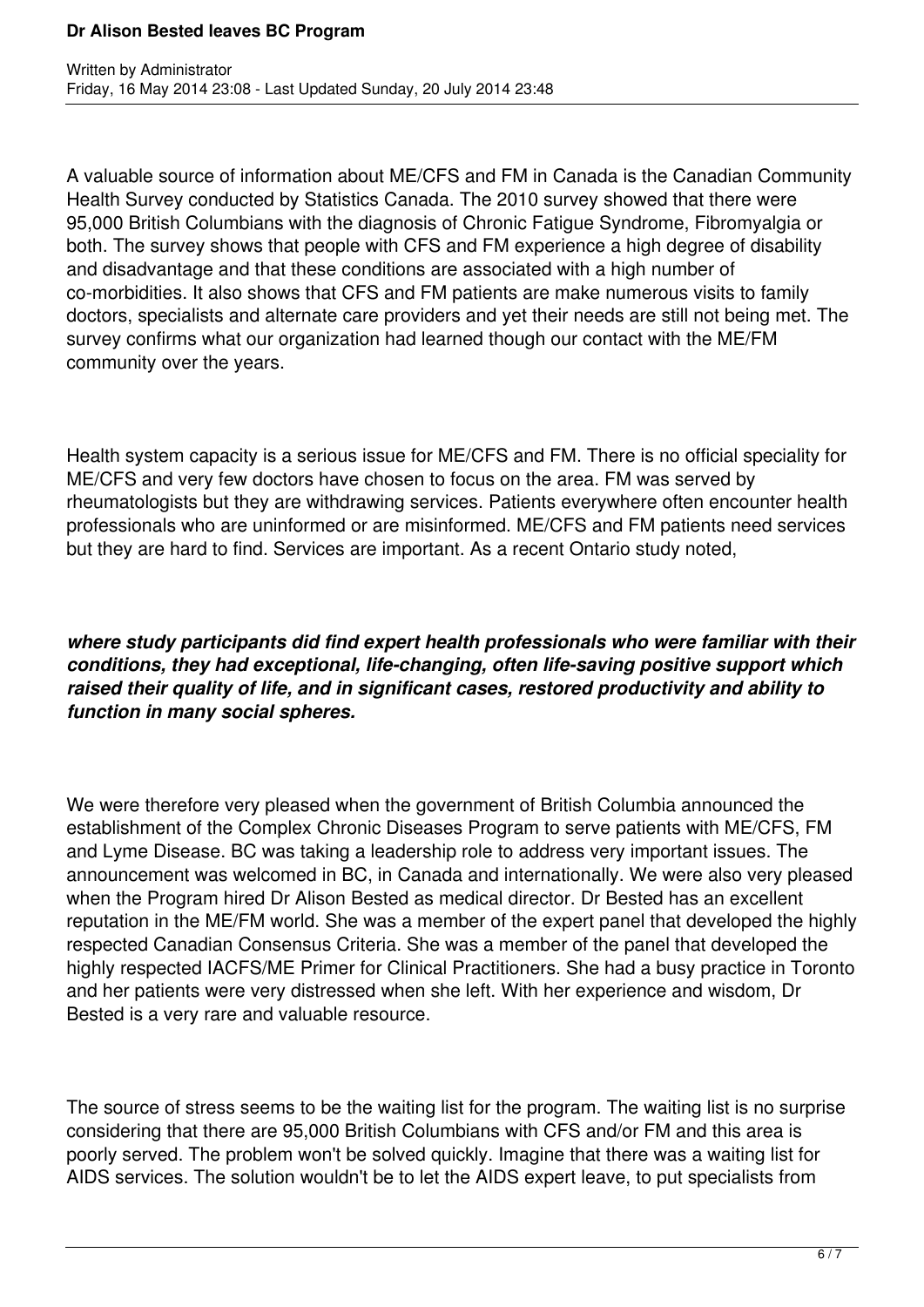A valuable source of information about ME/CFS and FM in Canada is the Canadian Community Health Survey conducted by Statistics Canada. The 2010 survey showed that there were 95,000 British Columbians with the diagnosis of Chronic Fatigue Syndrome, Fibromyalgia or both. The survey shows that people with CFS and FM experience a high degree of disability and disadvantage and that these conditions are associated with a high number of co-morbidities. It also shows that CFS and FM patients are make numerous visits to family doctors, specialists and alternate care providers and yet their needs are still not being met. The survey confirms what our organization had learned though our contact with the ME/FM community over the years.

Health system capacity is a serious issue for ME/CFS and FM. There is no official speciality for ME/CFS and very few doctors have chosen to focus on the area. FM was served by rheumatologists but they are withdrawing services. Patients everywhere often encounter health professionals who are uninformed or are misinformed. ME/CFS and FM patients need services but they are hard to find. Services are important. As a recent Ontario study noted,

***where study participants did find expert health professionals who were familiar with their conditions, they had exceptional, life-changing, often life-saving positive support which raised their quality of life, and in significant cases, restored productivity and ability to function in many social spheres.***

We were therefore very pleased when the government of British Columbia announced the establishment of the Complex Chronic Diseases Program to serve patients with ME/CFS, FM and Lyme Disease. BC was taking a leadership role to address very important issues. The announcement was welcomed in BC, in Canada and internationally. We were also very pleased when the Program hired Dr Alison Bested as medical director. Dr Bested has an excellent reputation in the ME/FM world. She was a member of the expert panel that developed the highly respected Canadian Consensus Criteria. She was a member of the panel that developed the highly respected IACFS/ME Primer for Clinical Practitioners. She had a busy practice in Toronto and her patients were very distressed when she left. With her experience and wisdom, Dr Bested is a very rare and valuable resource.

The source of stress seems to be the waiting list for the program. The waiting list is no surprise considering that there are 95,000 British Columbians with CFS and/or FM and this area is poorly served. The problem won't be solved quickly. Imagine that there was a waiting list for AIDS services. The solution wouldn't be to let the AIDS expert leave, to put specialists from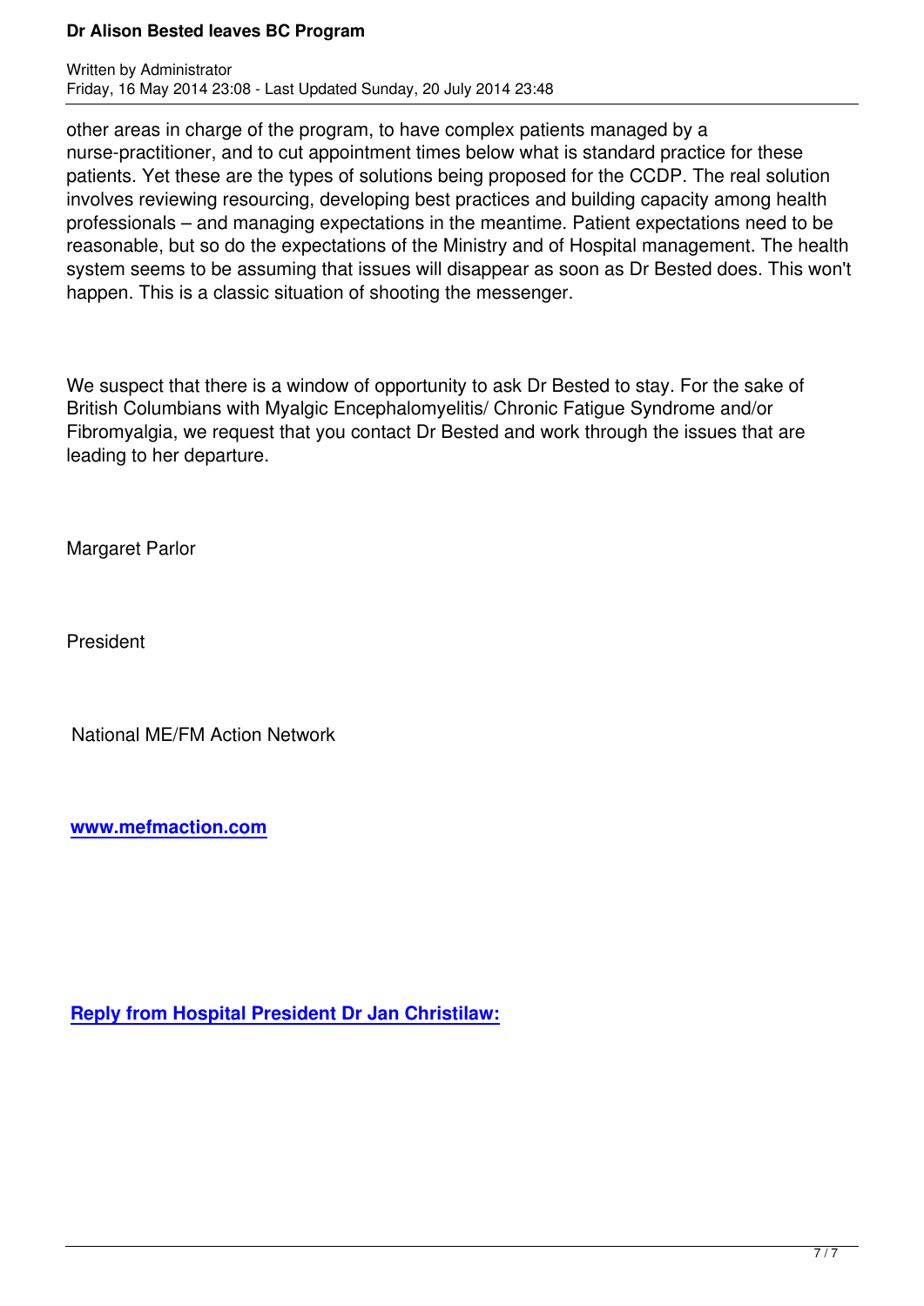other areas in charge of the program, to have complex patients managed by a nurse-practitioner, and to cut appointment times below what is standard practice for these patients. Yet these are the types of solutions being proposed for the CCDP. The real solution involves reviewing resourcing, developing best practices and building capacity among health professionals – and managing expectations in the meantime. Patient expectations need to be reasonable, but so do the expectations of the Ministry and of Hospital management. The health system seems to be assuming that issues will disappear as soon as Dr Bested does. This won't happen. This is a classic situation of shooting the messenger.

We suspect that there is a window of opportunity to ask Dr Bested to stay. For the sake of British Columbians with Myalgic Encephalomyelitis/ Chronic Fatigue Syndrome and/or Fibromyalgia, we request that you contact Dr Bested and work through the issues that are leading to her departure.

Margaret Parlor

President

National ME/FM Action Network

**www.mefmaction.com**

**Reply from Hospital President Dr Jan Christilaw:**